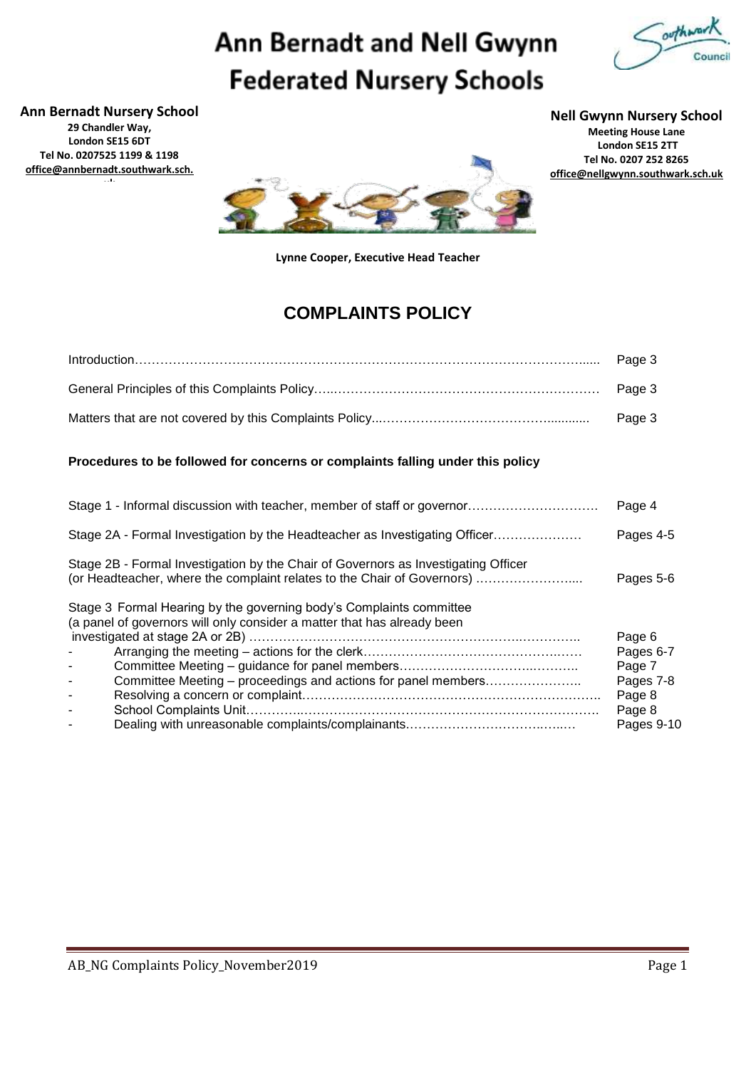# Ann Bernadt and Nell Gwynn Federated Nursery Schools

**Ann Bernadt Nursery School**
**29 Chandler Way,**
**London SE15 6DT**
**Tel No. 0207525 1199 & 1198**
**office@annbernadt.southwark.sch.uk**

**Nell Gwynn Nursery School**
**Meeting House Lane**
**London SE15 2TT**
**Tel No. 0207 252 8265**
**office@nellgwynn.southwark.sch.uk**

**Lynne Cooper, Executive Head Teacher**

## COMPLAINTS POLICY

| | |
|---|---|
| Introduction | Page 3 |
| General Principles of this Complaints Policy | Page 3 |
| Matters that are not covered by this Complaints Policy | Page 3 |

**Procedures to be followed for concerns or complaints falling under this policy**

| | |
|---|---|
| Stage 1 - Informal discussion with teacher, member of staff or governor | Page 4 |
| Stage 2A - Formal Investigation by the Headteacher as Investigating Officer | Pages 4-5 |
| Stage 2B - Formal Investigation by the Chair of Governors as Investigating Officer (or Headteacher, where the complaint relates to the Chair of Governors) | Pages 5-6 |
| Stage 3 Formal Hearing by the governing body's Complaints committee (a panel of governors will only consider a matter that has already been investigated at stage 2A or 2B) | Page 6 |
| - Arranging the meeting – actions for the clerk | Pages 6-7 |
| - Committee Meeting – guidance for panel members | Page 7 |
| - Committee Meeting – proceedings and actions for panel members | Pages 7-8 |
| - Resolving a concern or complaint | Page 8 |
| - School Complaints Unit | Page 8 |
| - Dealing with unreasonable complaints/complainants | Pages 9-10 |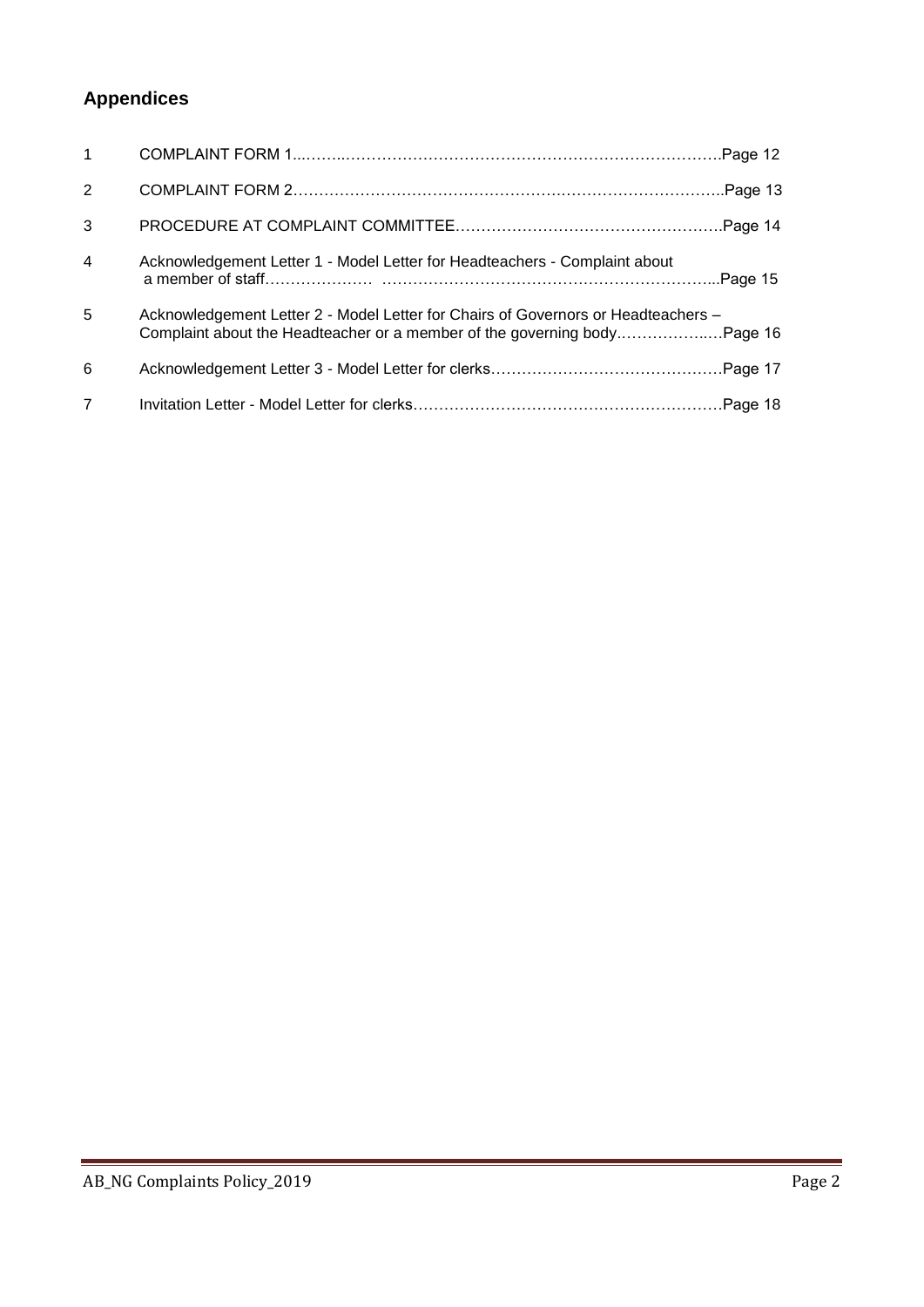## Appendices

| | | |
|---|---|---|
| 1 | COMPLAINT FORM 1 | Page 12 |
| 2 | COMPLAINT FORM 2 | Page 13 |
| 3 | PROCEDURE AT COMPLAINT COMMITTEE | Page 14 |
| 4 | Acknowledgement Letter 1 - Model Letter for Headteachers - Complaint about a member of staff | Page 15 |
| 5 | Acknowledgement Letter 2 - Model Letter for Chairs of Governors or Headteachers – Complaint about the Headteacher or a member of the governing body | Page 16 |
| 6 | Acknowledgement Letter 3 - Model Letter for clerks | Page 17 |
| 7 | Invitation Letter - Model Letter for clerks | Page 18 |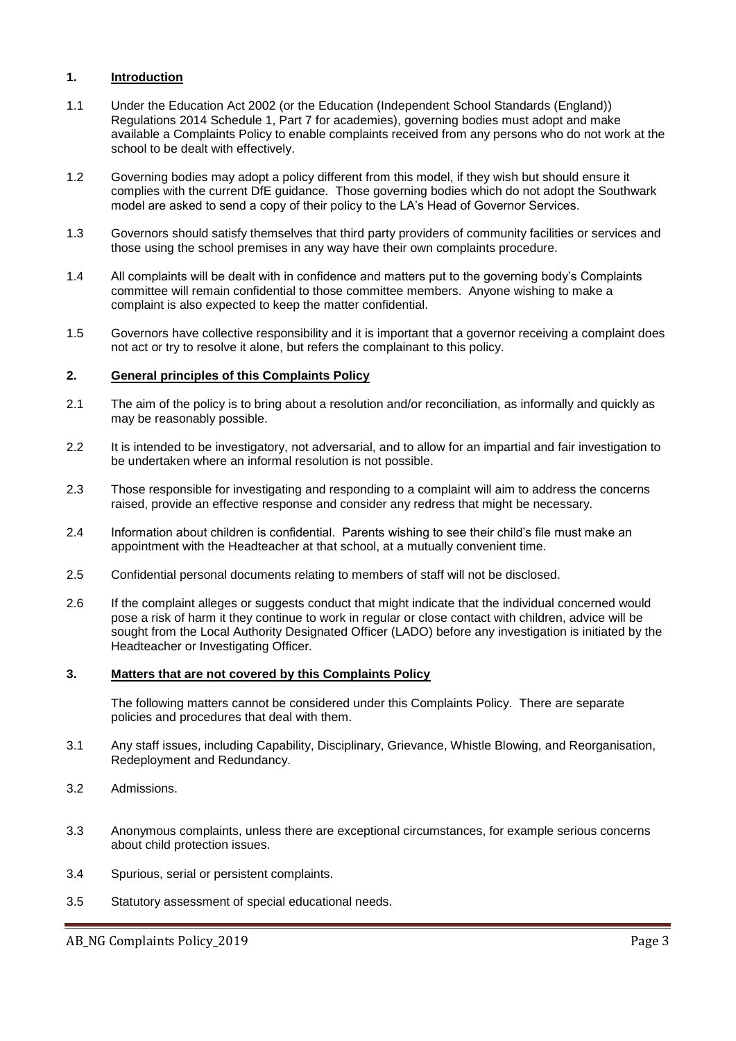## 1. Introduction

1.1 Under the Education Act 2002 (or the Education (Independent School Standards (England)) Regulations 2014 Schedule 1, Part 7 for academies), governing bodies must adopt and make available a Complaints Policy to enable complaints received from any persons who do not work at the school to be dealt with effectively.

1.2 Governing bodies may adopt a policy different from this model, if they wish but should ensure it complies with the current DfE guidance. Those governing bodies which do not adopt the Southwark model are asked to send a copy of their policy to the LA's Head of Governor Services.

1.3 Governors should satisfy themselves that third party providers of community facilities or services and those using the school premises in any way have their own complaints procedure.

1.4 All complaints will be dealt with in confidence and matters put to the governing body's Complaints committee will remain confidential to those committee members. Anyone wishing to make a complaint is also expected to keep the matter confidential.

1.5 Governors have collective responsibility and it is important that a governor receiving a complaint does not act or try to resolve it alone, but refers the complainant to this policy.

## 2. General principles of this Complaints Policy

2.1 The aim of the policy is to bring about a resolution and/or reconciliation, as informally and quickly as may be reasonably possible.

2.2 It is intended to be investigatory, not adversarial, and to allow for an impartial and fair investigation to be undertaken where an informal resolution is not possible.

2.3 Those responsible for investigating and responding to a complaint will aim to address the concerns raised, provide an effective response and consider any redress that might be necessary.

2.4 Information about children is confidential. Parents wishing to see their child's file must make an appointment with the Headteacher at that school, at a mutually convenient time.

2.5 Confidential personal documents relating to members of staff will not be disclosed.

2.6 If the complaint alleges or suggests conduct that might indicate that the individual concerned would pose a risk of harm it they continue to work in regular or close contact with children, advice will be sought from the Local Authority Designated Officer (LADO) before any investigation is initiated by the Headteacher or Investigating Officer.

## 3. Matters that are not covered by this Complaints Policy

The following matters cannot be considered under this Complaints Policy. There are separate policies and procedures that deal with them.

3.1 Any staff issues, including Capability, Disciplinary, Grievance, Whistle Blowing, and Reorganisation, Redeployment and Redundancy.

3.2 Admissions.

3.3 Anonymous complaints, unless there are exceptional circumstances, for example serious concerns about child protection issues.

3.4 Spurious, serial or persistent complaints.

3.5 Statutory assessment of special educational needs.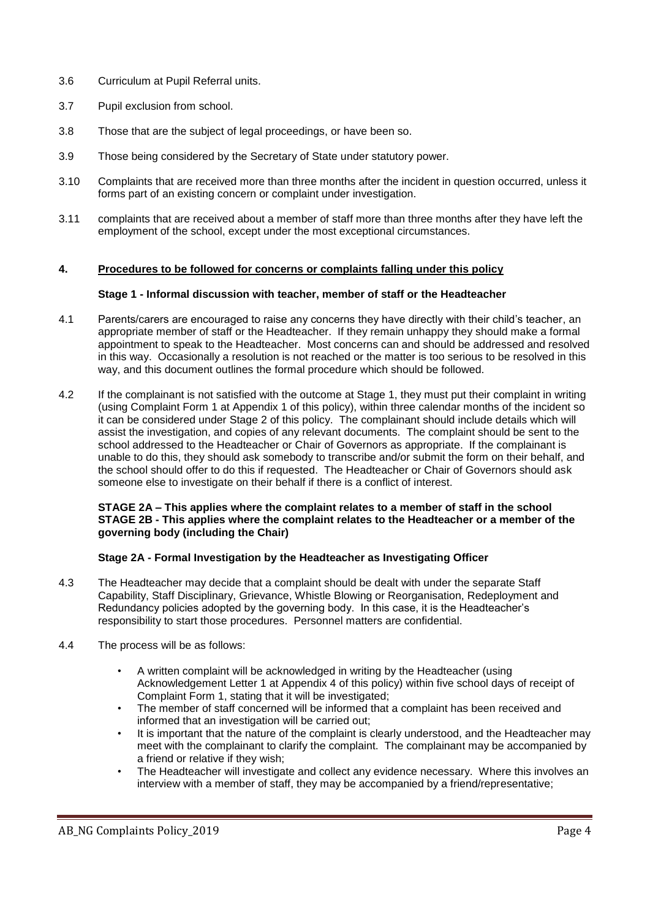3.6 Curriculum at Pupil Referral units.

3.7 Pupil exclusion from school.

3.8 Those that are the subject of legal proceedings, or have been so.

3.9 Those being considered by the Secretary of State under statutory power.

3.10 Complaints that are received more than three months after the incident in question occurred, unless it forms part of an existing concern or complaint under investigation.

3.11 complaints that are received about a member of staff more than three months after they have left the employment of the school, except under the most exceptional circumstances.

## 4. Procedures to be followed for concerns or complaints falling under this policy

### Stage 1 - Informal discussion with teacher, member of staff or the Headteacher

4.1 Parents/carers are encouraged to raise any concerns they have directly with their child's teacher, an appropriate member of staff or the Headteacher. If they remain unhappy they should make a formal appointment to speak to the Headteacher. Most concerns can and should be addressed and resolved in this way. Occasionally a resolution is not reached or the matter is too serious to be resolved in this way, and this document outlines the formal procedure which should be followed.

4.2 If the complainant is not satisfied with the outcome at Stage 1, they must put their complaint in writing (using Complaint Form 1 at Appendix 1 of this policy), within three calendar months of the incident so it can be considered under Stage 2 of this policy. The complainant should include details which will assist the investigation, and copies of any relevant documents. The complaint should be sent to the school addressed to the Headteacher or Chair of Governors as appropriate. If the complainant is unable to do this, they should ask somebody to transcribe and/or submit the form on their behalf, and the school should offer to do this if requested. The Headteacher or Chair of Governors should ask someone else to investigate on their behalf if there is a conflict of interest.

**STAGE 2A – This applies where the complaint relates to a member of staff in the school**
**STAGE 2B - This applies where the complaint relates to the Headteacher or a member of the governing body (including the Chair)**

### Stage 2A - Formal Investigation by the Headteacher as Investigating Officer

4.3 The Headteacher may decide that a complaint should be dealt with under the separate Staff Capability, Staff Disciplinary, Grievance, Whistle Blowing or Reorganisation, Redeployment and Redundancy policies adopted by the governing body. In this case, it is the Headteacher's responsibility to start those procedures. Personnel matters are confidential.

4.4 The process will be as follows:

- A written complaint will be acknowledged in writing by the Headteacher (using Acknowledgement Letter 1 at Appendix 4 of this policy) within five school days of receipt of Complaint Form 1, stating that it will be investigated;
- The member of staff concerned will be informed that a complaint has been received and informed that an investigation will be carried out;
- It is important that the nature of the complaint is clearly understood, and the Headteacher may meet with the complainant to clarify the complaint. The complainant may be accompanied by a friend or relative if they wish;
- The Headteacher will investigate and collect any evidence necessary. Where this involves an interview with a member of staff, they may be accompanied by a friend/representative;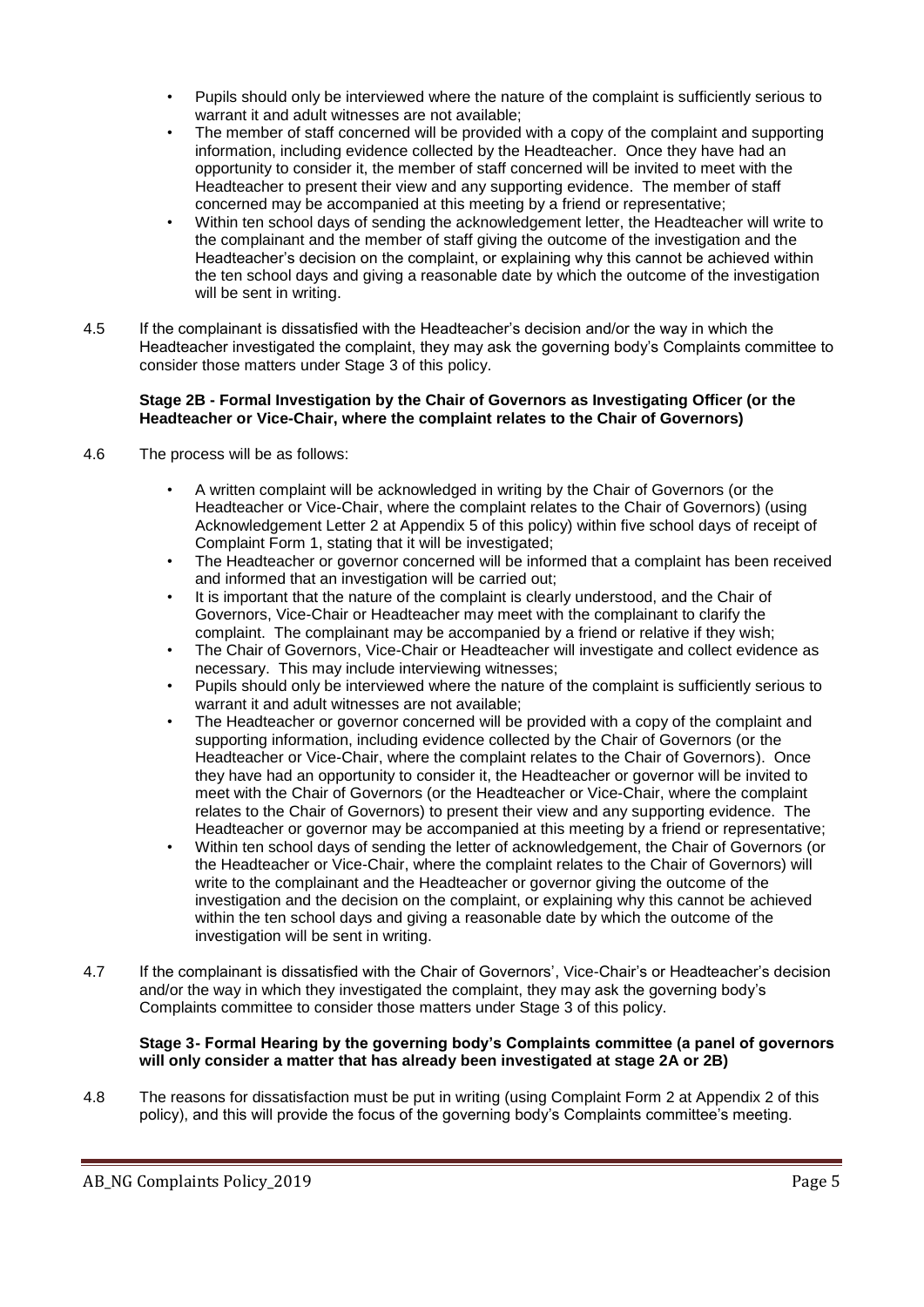- Pupils should only be interviewed where the nature of the complaint is sufficiently serious to warrant it and adult witnesses are not available;
- The member of staff concerned will be provided with a copy of the complaint and supporting information, including evidence collected by the Headteacher. Once they have had an opportunity to consider it, the member of staff concerned will be invited to meet with the Headteacher to present their view and any supporting evidence. The member of staff concerned may be accompanied at this meeting by a friend or representative;
- Within ten school days of sending the acknowledgement letter, the Headteacher will write to the complainant and the member of staff giving the outcome of the investigation and the Headteacher's decision on the complaint, or explaining why this cannot be achieved within the ten school days and giving a reasonable date by which the outcome of the investigation will be sent in writing.

4.5 If the complainant is dissatisfied with the Headteacher's decision and/or the way in which the Headteacher investigated the complaint, they may ask the governing body's Complaints committee to consider those matters under Stage 3 of this policy.

**Stage 2B - Formal Investigation by the Chair of Governors as Investigating Officer (or the Headteacher or Vice-Chair, where the complaint relates to the Chair of Governors)**

4.6 The process will be as follows:

- A written complaint will be acknowledged in writing by the Chair of Governors (or the Headteacher or Vice-Chair, where the complaint relates to the Chair of Governors) (using Acknowledgement Letter 2 at Appendix 5 of this policy) within five school days of receipt of Complaint Form 1, stating that it will be investigated;
- The Headteacher or governor concerned will be informed that a complaint has been received and informed that an investigation will be carried out;
- It is important that the nature of the complaint is clearly understood, and the Chair of Governors, Vice-Chair or Headteacher may meet with the complainant to clarify the complaint. The complainant may be accompanied by a friend or relative if they wish;
- The Chair of Governors, Vice-Chair or Headteacher will investigate and collect evidence as necessary. This may include interviewing witnesses;
- Pupils should only be interviewed where the nature of the complaint is sufficiently serious to warrant it and adult witnesses are not available;
- The Headteacher or governor concerned will be provided with a copy of the complaint and supporting information, including evidence collected by the Chair of Governors (or the Headteacher or Vice-Chair, where the complaint relates to the Chair of Governors). Once they have had an opportunity to consider it, the Headteacher or governor will be invited to meet with the Chair of Governors (or the Headteacher or Vice-Chair, where the complaint relates to the Chair of Governors) to present their view and any supporting evidence. The Headteacher or governor may be accompanied at this meeting by a friend or representative;
- Within ten school days of sending the letter of acknowledgement, the Chair of Governors (or the Headteacher or Vice-Chair, where the complaint relates to the Chair of Governors) will write to the complainant and the Headteacher or governor giving the outcome of the investigation and the decision on the complaint, or explaining why this cannot be achieved within the ten school days and giving a reasonable date by which the outcome of the investigation will be sent in writing.

4.7 If the complainant is dissatisfied with the Chair of Governors', Vice-Chair's or Headteacher's decision and/or the way in which they investigated the complaint, they may ask the governing body's Complaints committee to consider those matters under Stage 3 of this policy.

**Stage 3- Formal Hearing by the governing body's Complaints committee (a panel of governors will only consider a matter that has already been investigated at stage 2A or 2B)**

4.8 The reasons for dissatisfaction must be put in writing (using Complaint Form 2 at Appendix 2 of this policy), and this will provide the focus of the governing body's Complaints committee's meeting.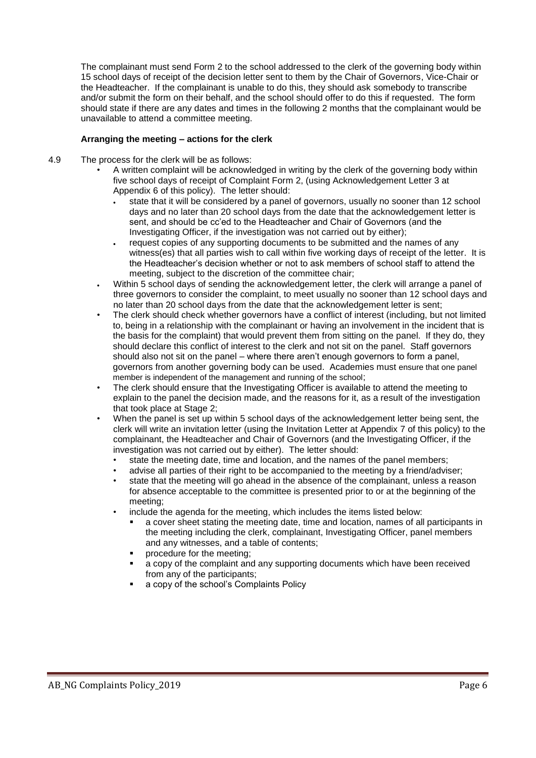The complainant must send Form 2 to the school addressed to the clerk of the governing body within 15 school days of receipt of the decision letter sent to them by the Chair of Governors, Vice-Chair or the Headteacher. If the complainant is unable to do this, they should ask somebody to transcribe and/or submit the form on their behalf, and the school should offer to do this if requested. The form should state if there are any dates and times in the following 2 months that the complainant would be unavailable to attend a committee meeting.

**Arranging the meeting – actions for the clerk**

4.9 The process for the clerk will be as follows:

- A written complaint will be acknowledged in writing by the clerk of the governing body within five school days of receipt of Complaint Form 2, (using Acknowledgement Letter 3 at Appendix 6 of this policy). The letter should:
  - state that it will be considered by a panel of governors, usually no sooner than 12 school days and no later than 20 school days from the date that the acknowledgement letter is sent, and should be cc'ed to the Headteacher and Chair of Governors (and the Investigating Officer, if the investigation was not carried out by either);
  - request copies of any supporting documents to be submitted and the names of any witness(es) that all parties wish to call within five working days of receipt of the letter. It is the Headteacher's decision whether or not to ask members of school staff to attend the meeting, subject to the discretion of the committee chair;
- Within 5 school days of sending the acknowledgement letter, the clerk will arrange a panel of three governors to consider the complaint, to meet usually no sooner than 12 school days and no later than 20 school days from the date that the acknowledgement letter is sent;
- The clerk should check whether governors have a conflict of interest (including, but not limited to, being in a relationship with the complainant or having an involvement in the incident that is the basis for the complaint) that would prevent them from sitting on the panel. If they do, they should declare this conflict of interest to the clerk and not sit on the panel. Staff governors should also not sit on the panel – where there aren't enough governors to form a panel, governors from another governing body can be used. Academies must ensure that one panel member is independent of the management and running of the school;
- The clerk should ensure that the Investigating Officer is available to attend the meeting to explain to the panel the decision made, and the reasons for it, as a result of the investigation that took place at Stage 2;
- When the panel is set up within 5 school days of the acknowledgement letter being sent, the clerk will write an invitation letter (using the Invitation Letter at Appendix 7 of this policy) to the complainant, the Headteacher and Chair of Governors (and the Investigating Officer, if the investigation was not carried out by either). The letter should:
  - state the meeting date, time and location, and the names of the panel members;
  - advise all parties of their right to be accompanied to the meeting by a friend/adviser;
  - state that the meeting will go ahead in the absence of the complainant, unless a reason for absence acceptable to the committee is presented prior to or at the beginning of the meeting;
  - include the agenda for the meeting, which includes the items listed below:
    - a cover sheet stating the meeting date, time and location, names of all participants in the meeting including the clerk, complainant, Investigating Officer, panel members and any witnesses, and a table of contents;
    - procedure for the meeting;
    - a copy of the complaint and any supporting documents which have been received from any of the participants;
    - a copy of the school's Complaints Policy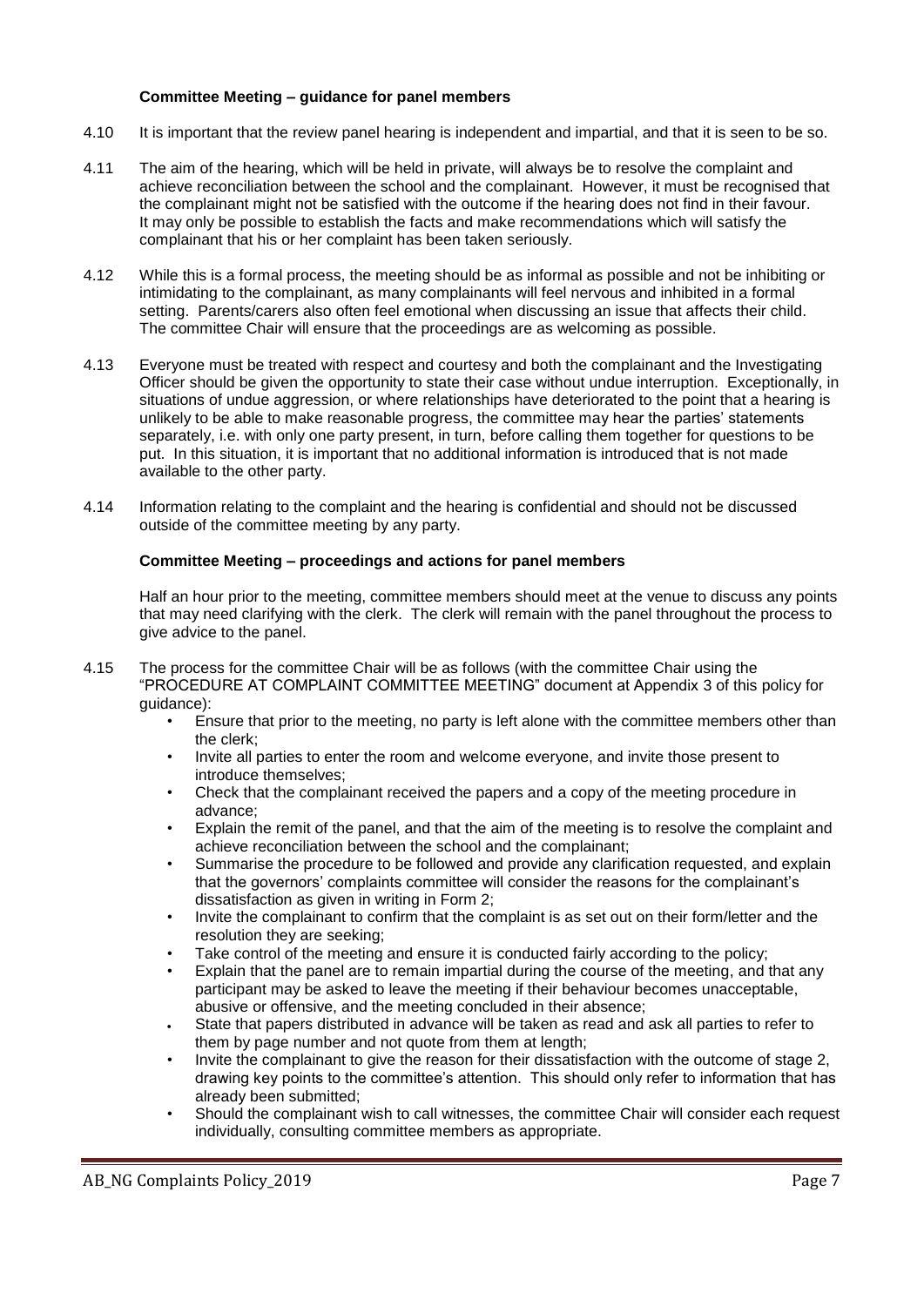**Committee Meeting – guidance for panel members**

4.10 It is important that the review panel hearing is independent and impartial, and that it is seen to be so.

4.11 The aim of the hearing, which will be held in private, will always be to resolve the complaint and achieve reconciliation between the school and the complainant. However, it must be recognised that the complainant might not be satisfied with the outcome if the hearing does not find in their favour. It may only be possible to establish the facts and make recommendations which will satisfy the complainant that his or her complaint has been taken seriously.

4.12 While this is a formal process, the meeting should be as informal as possible and not be inhibiting or intimidating to the complainant, as many complainants will feel nervous and inhibited in a formal setting. Parents/carers also often feel emotional when discussing an issue that affects their child. The committee Chair will ensure that the proceedings are as welcoming as possible.

4.13 Everyone must be treated with respect and courtesy and both the complainant and the Investigating Officer should be given the opportunity to state their case without undue interruption. Exceptionally, in situations of undue aggression, or where relationships have deteriorated to the point that a hearing is unlikely to be able to make reasonable progress, the committee may hear the parties' statements separately, i.e. with only one party present, in turn, before calling them together for questions to be put. In this situation, it is important that no additional information is introduced that is not made available to the other party.

4.14 Information relating to the complaint and the hearing is confidential and should not be discussed outside of the committee meeting by any party.

**Committee Meeting – proceedings and actions for panel members**

Half an hour prior to the meeting, committee members should meet at the venue to discuss any points that may need clarifying with the clerk. The clerk will remain with the panel throughout the process to give advice to the panel.

4.15 The process for the committee Chair will be as follows (with the committee Chair using the "PROCEDURE AT COMPLAINT COMMITTEE MEETING" document at Appendix 3 of this policy for guidance):

- Ensure that prior to the meeting, no party is left alone with the committee members other than the clerk;
- Invite all parties to enter the room and welcome everyone, and invite those present to introduce themselves;
- Check that the complainant received the papers and a copy of the meeting procedure in advance;
- Explain the remit of the panel, and that the aim of the meeting is to resolve the complaint and achieve reconciliation between the school and the complainant;
- Summarise the procedure to be followed and provide any clarification requested, and explain that the governors' complaints committee will consider the reasons for the complainant's dissatisfaction as given in writing in Form 2;
- Invite the complainant to confirm that the complaint is as set out on their form/letter and the resolution they are seeking;
- Take control of the meeting and ensure it is conducted fairly according to the policy;
- Explain that the panel are to remain impartial during the course of the meeting, and that any participant may be asked to leave the meeting if their behaviour becomes unacceptable, abusive or offensive, and the meeting concluded in their absence;
- State that papers distributed in advance will be taken as read and ask all parties to refer to them by page number and not quote from them at length;
- Invite the complainant to give the reason for their dissatisfaction with the outcome of stage 2, drawing key points to the committee's attention. This should only refer to information that has already been submitted;
- Should the complainant wish to call witnesses, the committee Chair will consider each request individually, consulting committee members as appropriate.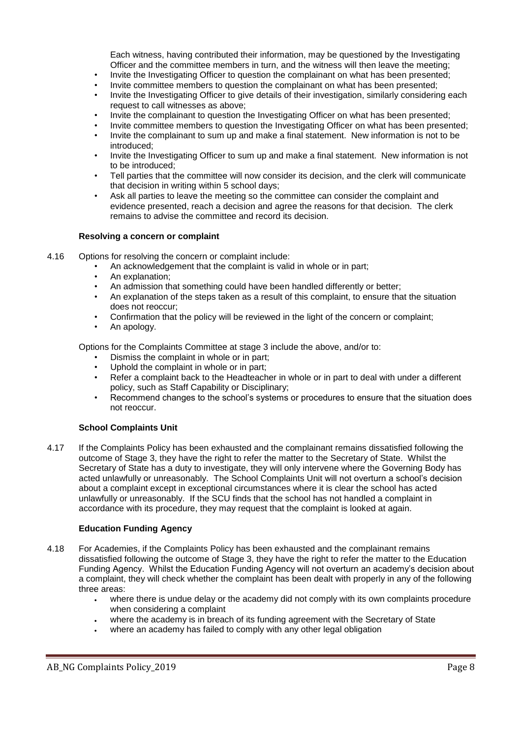Each witness, having contributed their information, may be questioned by the Investigating Officer and the committee members in turn, and the witness will then leave the meeting;

- Invite the Investigating Officer to question the complainant on what has been presented;
- Invite committee members to question the complainant on what has been presented;
- Invite the Investigating Officer to give details of their investigation, similarly considering each request to call witnesses as above;
- Invite the complainant to question the Investigating Officer on what has been presented;
- Invite committee members to question the Investigating Officer on what has been presented;
- Invite the complainant to sum up and make a final statement. New information is not to be introduced;
- Invite the Investigating Officer to sum up and make a final statement. New information is not to be introduced;
- Tell parties that the committee will now consider its decision, and the clerk will communicate that decision in writing within 5 school days;
- Ask all parties to leave the meeting so the committee can consider the complaint and evidence presented, reach a decision and agree the reasons for that decision. The clerk remains to advise the committee and record its decision.

**Resolving a concern or complaint**

4.16 Options for resolving the concern or complaint include:

- An acknowledgement that the complaint is valid in whole or in part;
- An explanation;
- An admission that something could have been handled differently or better;
- An explanation of the steps taken as a result of this complaint, to ensure that the situation does not reoccur;
- Confirmation that the policy will be reviewed in the light of the concern or complaint;
- An apology.

Options for the Complaints Committee at stage 3 include the above, and/or to:

- Dismiss the complaint in whole or in part;
- Uphold the complaint in whole or in part;
- Refer a complaint back to the Headteacher in whole or in part to deal with under a different policy, such as Staff Capability or Disciplinary;
- Recommend changes to the school's systems or procedures to ensure that the situation does not reoccur.

**School Complaints Unit**

4.17 If the Complaints Policy has been exhausted and the complainant remains dissatisfied following the outcome of Stage 3, they have the right to refer the matter to the Secretary of State. Whilst the Secretary of State has a duty to investigate, they will only intervene where the Governing Body has acted unlawfully or unreasonably. The School Complaints Unit will not overturn a school's decision about a complaint except in exceptional circumstances where it is clear the school has acted unlawfully or unreasonably. If the SCU finds that the school has not handled a complaint in accordance with its procedure, they may request that the complaint is looked at again.

**Education Funding Agency**

4.18 For Academies, if the Complaints Policy has been exhausted and the complainant remains dissatisfied following the outcome of Stage 3, they have the right to refer the matter to the Education Funding Agency. Whilst the Education Funding Agency will not overturn an academy's decision about a complaint, they will check whether the complaint has been dealt with properly in any of the following three areas:

- where there is undue delay or the academy did not comply with its own complaints procedure when considering a complaint
- where the academy is in breach of its funding agreement with the Secretary of State
- where an academy has failed to comply with any other legal obligation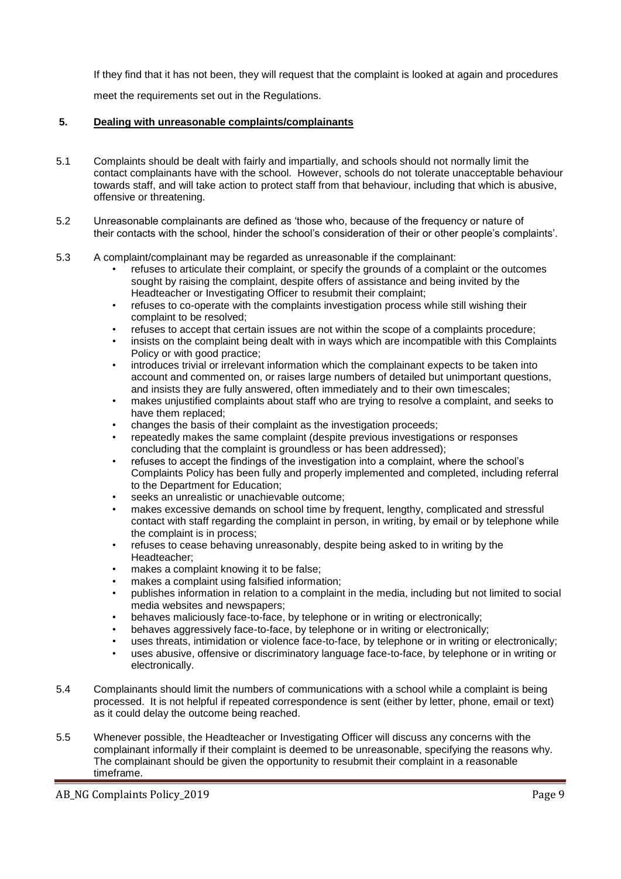If they find that it has not been, they will request that the complaint is looked at again and procedures meet the requirements set out in the Regulations.

## 5. Dealing with unreasonable complaints/complainants

5.1 Complaints should be dealt with fairly and impartially, and schools should not normally limit the contact complainants have with the school. However, schools do not tolerate unacceptable behaviour towards staff, and will take action to protect staff from that behaviour, including that which is abusive, offensive or threatening.

5.2 Unreasonable complainants are defined as 'those who, because of the frequency or nature of their contacts with the school, hinder the school's consideration of their or other people's complaints'.

5.3 A complaint/complainant may be regarded as unreasonable if the complainant:

- refuses to articulate their complaint, or specify the grounds of a complaint or the outcomes sought by raising the complaint, despite offers of assistance and being invited by the Headteacher or Investigating Officer to resubmit their complaint;
- refuses to co-operate with the complaints investigation process while still wishing their complaint to be resolved;
- refuses to accept that certain issues are not within the scope of a complaints procedure;
- insists on the complaint being dealt with in ways which are incompatible with this Complaints Policy or with good practice;
- introduces trivial or irrelevant information which the complainant expects to be taken into account and commented on, or raises large numbers of detailed but unimportant questions, and insists they are fully answered, often immediately and to their own timescales;
- makes unjustified complaints about staff who are trying to resolve a complaint, and seeks to have them replaced;
- changes the basis of their complaint as the investigation proceeds;
- repeatedly makes the same complaint (despite previous investigations or responses concluding that the complaint is groundless or has been addressed);
- refuses to accept the findings of the investigation into a complaint, where the school's Complaints Policy has been fully and properly implemented and completed, including referral to the Department for Education;
- seeks an unrealistic or unachievable outcome;
- makes excessive demands on school time by frequent, lengthy, complicated and stressful contact with staff regarding the complaint in person, in writing, by email or by telephone while the complaint is in process;
- refuses to cease behaving unreasonably, despite being asked to in writing by the Headteacher;
- makes a complaint knowing it to be false;
- makes a complaint using falsified information;
- publishes information in relation to a complaint in the media, including but not limited to social media websites and newspapers;
- behaves maliciously face-to-face, by telephone or in writing or electronically;
- behaves aggressively face-to-face, by telephone or in writing or electronically;
- uses threats, intimidation or violence face-to-face, by telephone or in writing or electronically;
- uses abusive, offensive or discriminatory language face-to-face, by telephone or in writing or electronically.

5.4 Complainants should limit the numbers of communications with a school while a complaint is being processed. It is not helpful if repeated correspondence is sent (either by letter, phone, email or text) as it could delay the outcome being reached.

5.5 Whenever possible, the Headteacher or Investigating Officer will discuss any concerns with the complainant informally if their complaint is deemed to be unreasonable, specifying the reasons why. The complainant should be given the opportunity to resubmit their complaint in a reasonable timeframe.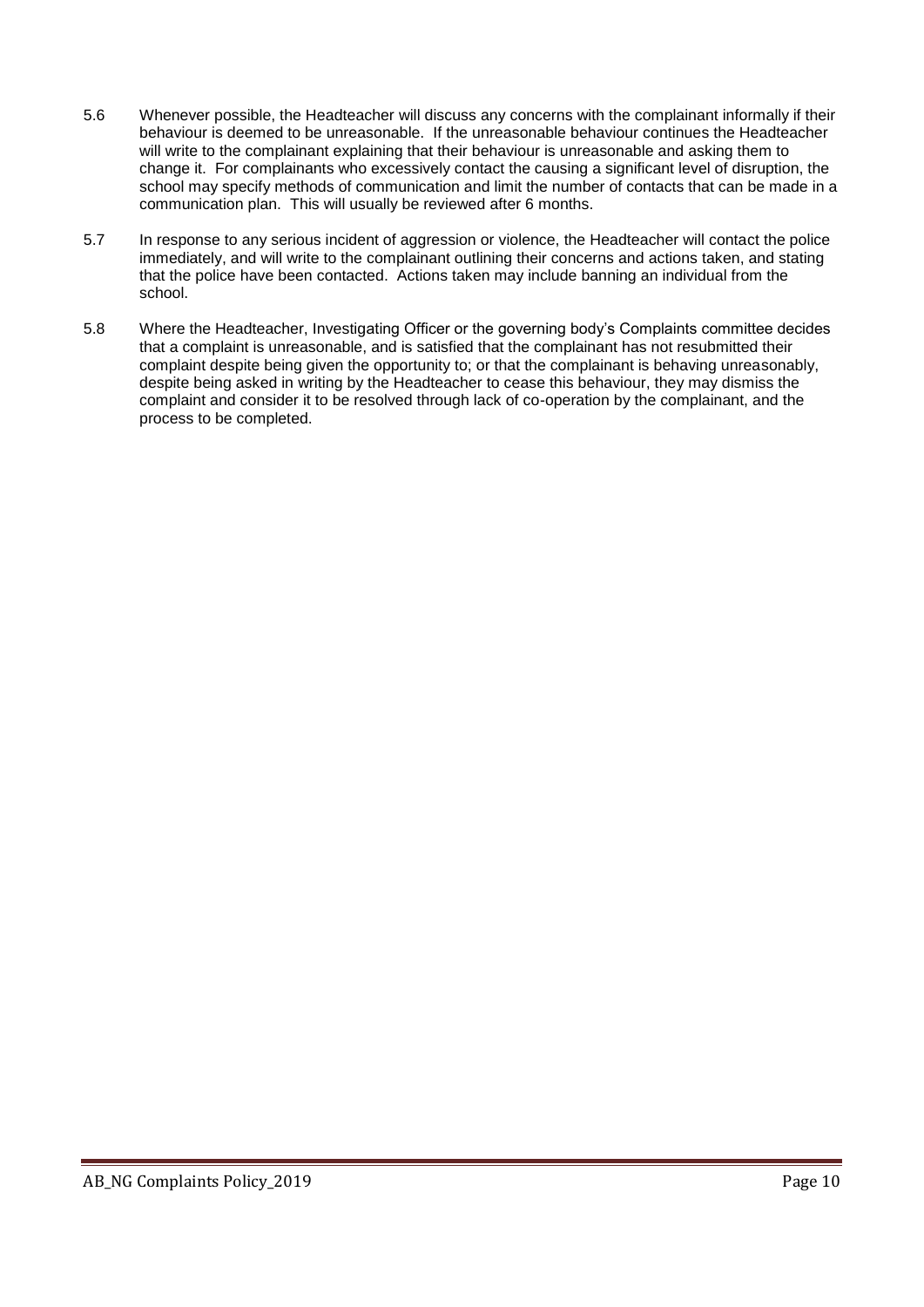5.6 Whenever possible, the Headteacher will discuss any concerns with the complainant informally if their behaviour is deemed to be unreasonable. If the unreasonable behaviour continues the Headteacher will write to the complainant explaining that their behaviour is unreasonable and asking them to change it. For complainants who excessively contact the causing a significant level of disruption, the school may specify methods of communication and limit the number of contacts that can be made in a communication plan. This will usually be reviewed after 6 months.

5.7 In response to any serious incident of aggression or violence, the Headteacher will contact the police immediately, and will write to the complainant outlining their concerns and actions taken, and stating that the police have been contacted. Actions taken may include banning an individual from the school.

5.8 Where the Headteacher, Investigating Officer or the governing body's Complaints committee decides that a complaint is unreasonable, and is satisfied that the complainant has not resubmitted their complaint despite being given the opportunity to; or that the complainant is behaving unreasonably, despite being asked in writing by the Headteacher to cease this behaviour, they may dismiss the complaint and consider it to be resolved through lack of co-operation by the complainant, and the process to be completed.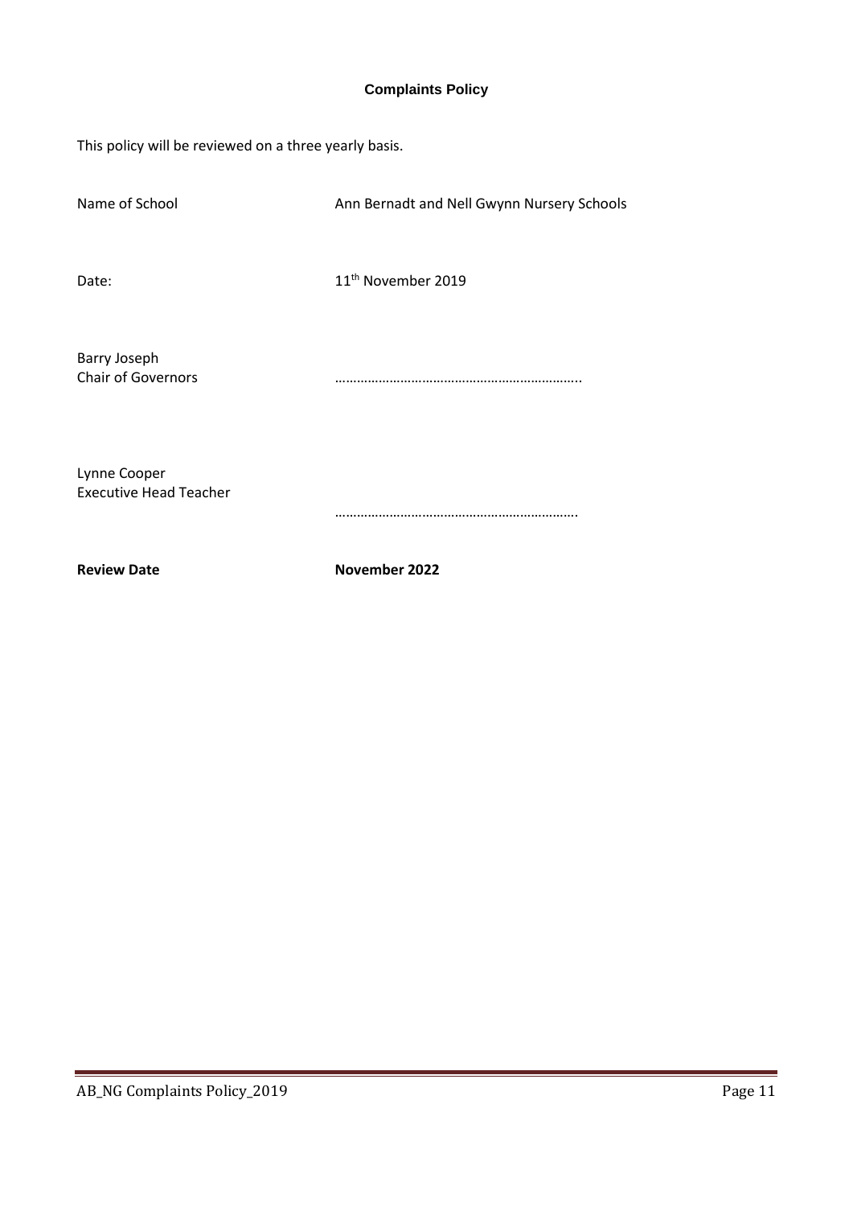# Complaints Policy

This policy will be reviewed on a three yearly basis.

| | |
|---|---|
| Name of School | Ann Bernadt and Nell Gwynn Nursery Schools |
| Date: | 11th November 2019 |
| Barry Joseph<br>Chair of Governors | ………………………………………………………….. |
| Lynne Cooper<br>Executive Head Teacher | …………………………………………………………. |
| **Review Date** | **November 2022** |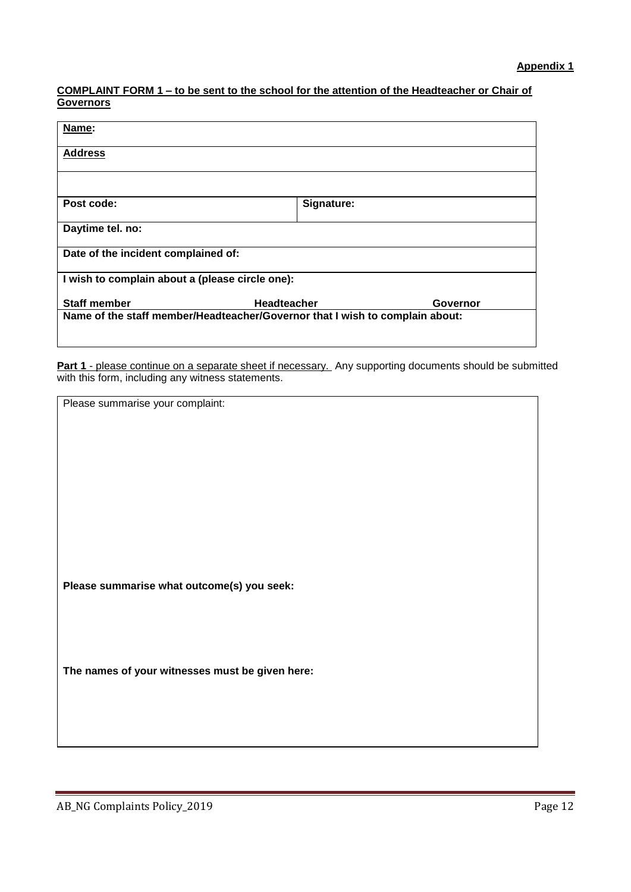**Appendix 1**

**COMPLAINT FORM 1 – to be sent to the school for the attention of the Headteacher or Chair of Governors**

| **Name:** | | |
|---|---|---|
| **Address** | | |
| | | |
| **Post code:** | **Signature:** | |
| **Daytime tel. no:** | | |
| **Date of the incident complained of:** | | |
| **I wish to complain about a (please circle one):** | | |
| **Staff member** | **Headteacher** | **Governor** |
| **Name of the staff member/Headteacher/Governor that I wish to complain about:** | | |

**Part 1** - please continue on a separate sheet if necessary. Any supporting documents should be submitted with this form, including any witness statements.

| Please summarise your complaint: |
|---|
| **Please summarise what outcome(s) you seek:** |
| **The names of your witnesses must be given here:** |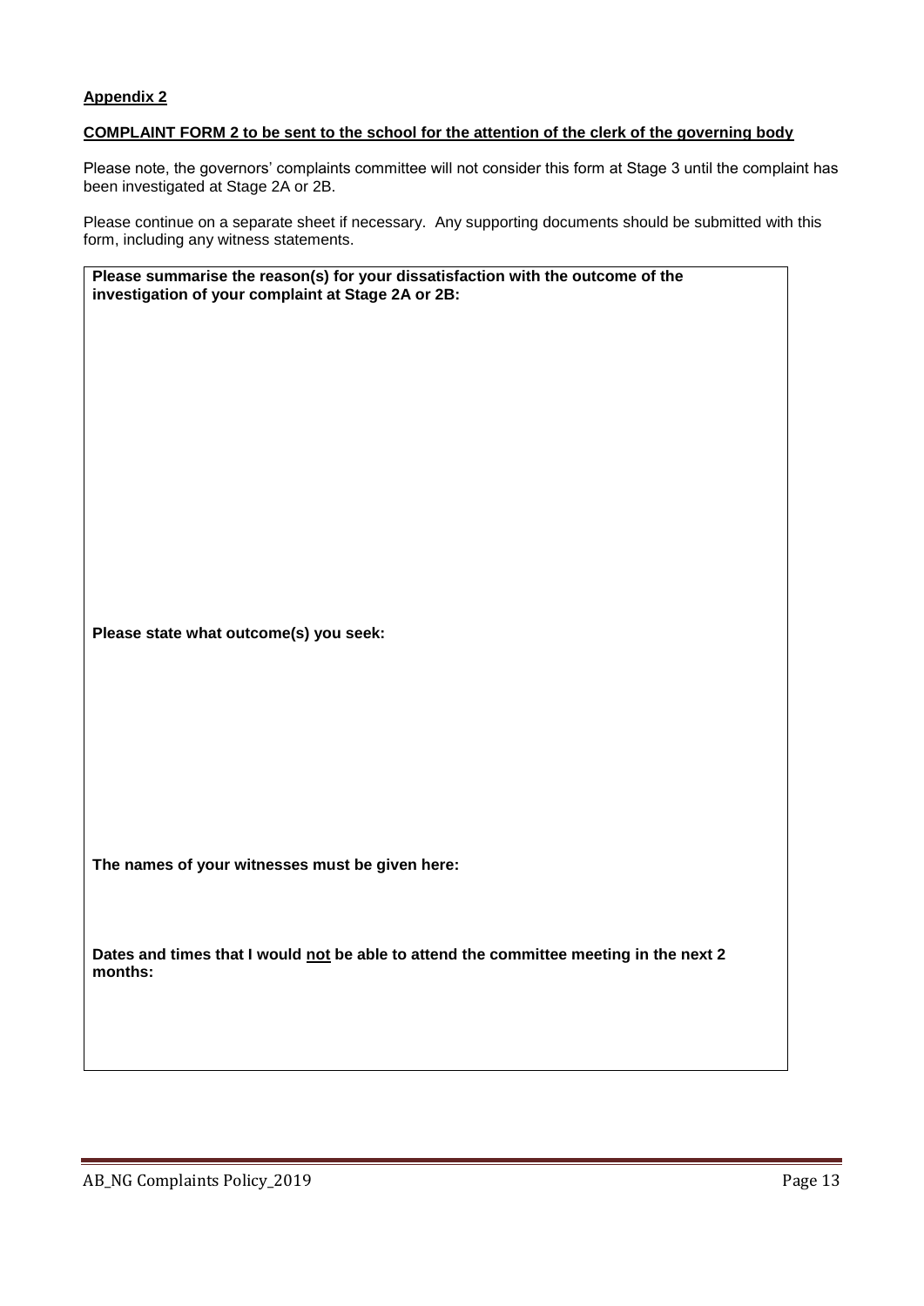**Appendix 2**

**COMPLAINT FORM 2 to be sent to the school for the attention of the clerk of the governing body**

Please note, the governors' complaints committee will not consider this form at Stage 3 until the complaint has been investigated at Stage 2A or 2B.

Please continue on a separate sheet if necessary. Any supporting documents should be submitted with this form, including any witness statements.

**Please summarise the reason(s) for your dissatisfaction with the outcome of the investigation of your complaint at Stage 2A or 2B:**

**Please state what outcome(s) you seek:**

**The names of your witnesses must be given here:**

**Dates and times that I would not be able to attend the committee meeting in the next 2 months:**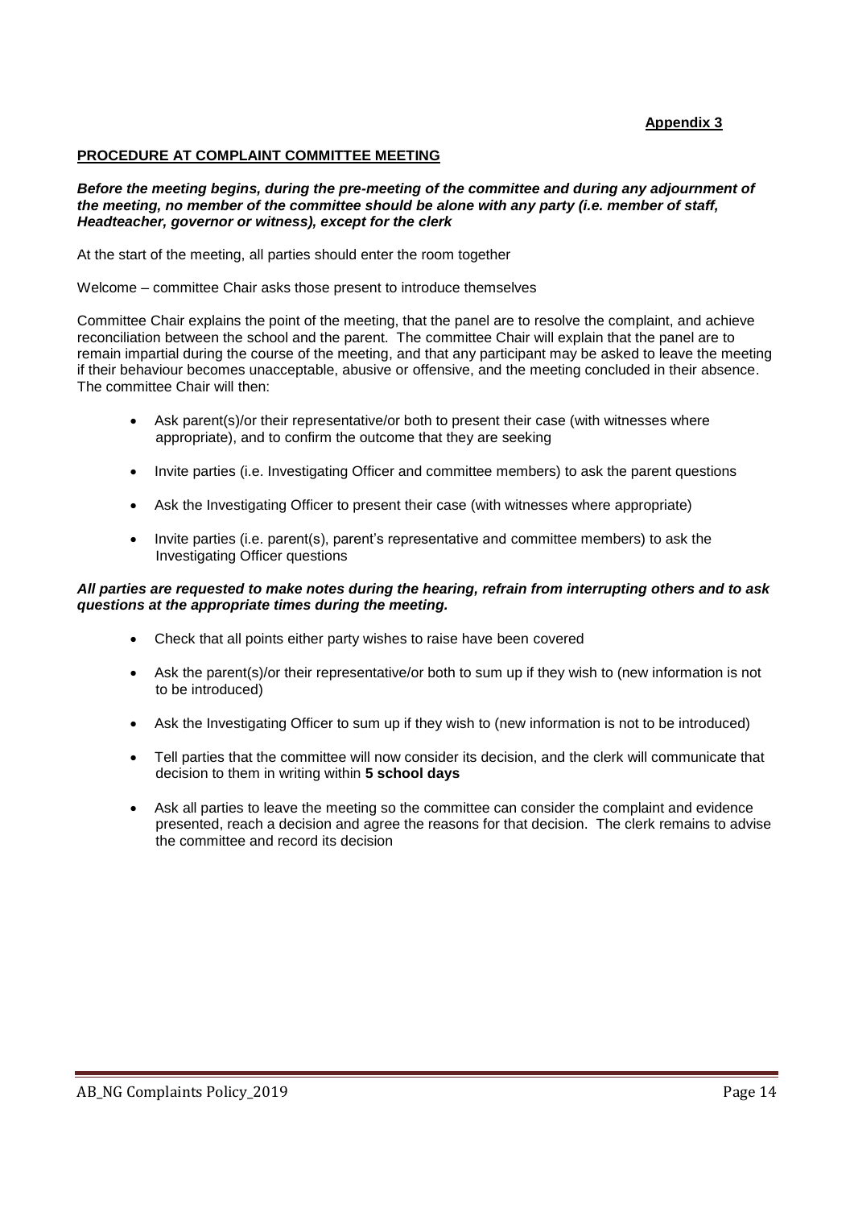**Appendix 3**

## PROCEDURE AT COMPLAINT COMMITTEE MEETING

***Before the meeting begins, during the pre-meeting of the committee and during any adjournment of the meeting, no member of the committee should be alone with any party (i.e. member of staff, Headteacher, governor or witness), except for the clerk***

At the start of the meeting, all parties should enter the room together

Welcome – committee Chair asks those present to introduce themselves

Committee Chair explains the point of the meeting, that the panel are to resolve the complaint, and achieve reconciliation between the school and the parent. The committee Chair will explain that the panel are to remain impartial during the course of the meeting, and that any participant may be asked to leave the meeting if their behaviour becomes unacceptable, abusive or offensive, and the meeting concluded in their absence. The committee Chair will then:

- Ask parent(s)/or their representative/or both to present their case (with witnesses where appropriate), and to confirm the outcome that they are seeking
- Invite parties (i.e. Investigating Officer and committee members) to ask the parent questions
- Ask the Investigating Officer to present their case (with witnesses where appropriate)
- Invite parties (i.e. parent(s), parent's representative and committee members) to ask the Investigating Officer questions

***All parties are requested to make notes during the hearing, refrain from interrupting others and to ask questions at the appropriate times during the meeting.***

- Check that all points either party wishes to raise have been covered
- Ask the parent(s)/or their representative/or both to sum up if they wish to (new information is not to be introduced)
- Ask the Investigating Officer to sum up if they wish to (new information is not to be introduced)
- Tell parties that the committee will now consider its decision, and the clerk will communicate that decision to them in writing within **5 school days**
- Ask all parties to leave the meeting so the committee can consider the complaint and evidence presented, reach a decision and agree the reasons for that decision. The clerk remains to advise the committee and record its decision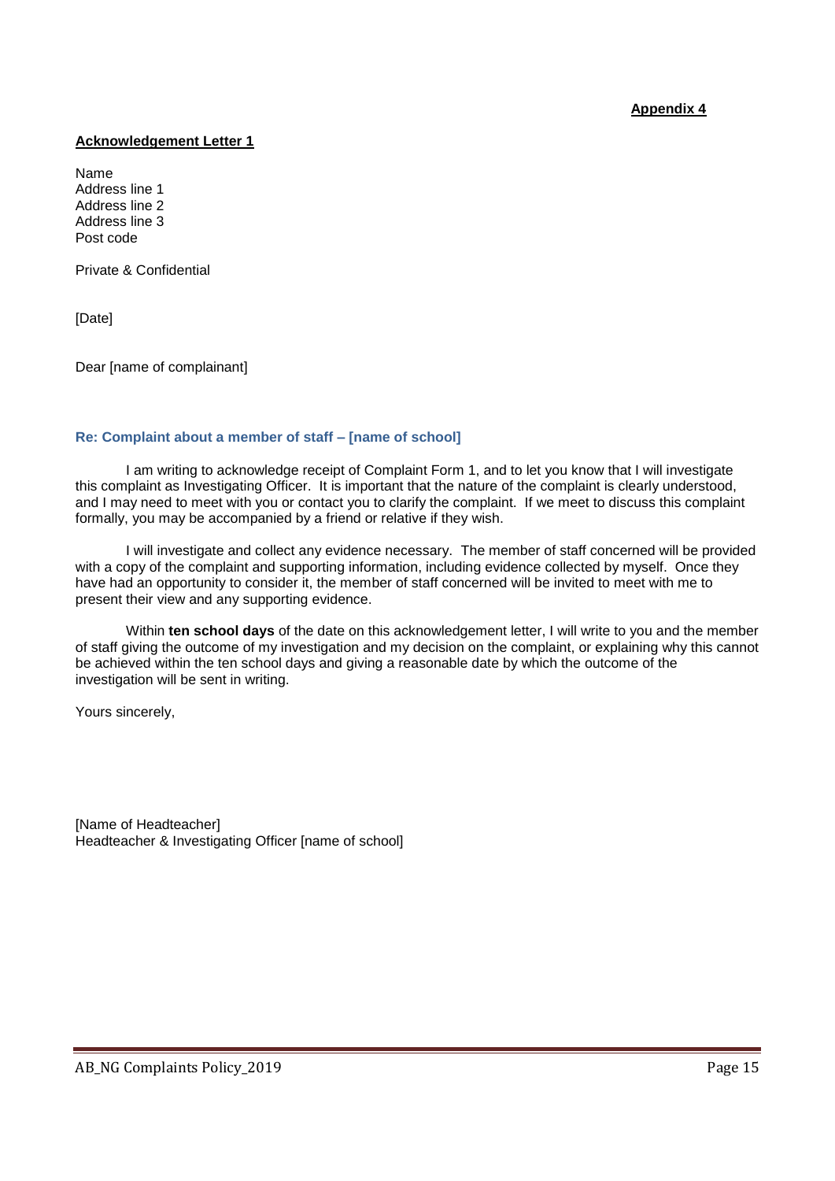**Appendix 4**

**Acknowledgement Letter 1**

Name
Address line 1
Address line 2
Address line 3
Post code

Private & Confidential

[Date]

Dear [name of complainant]

**Re: Complaint about a member of staff – [name of school]**

I am writing to acknowledge receipt of Complaint Form 1, and to let you know that I will investigate this complaint as Investigating Officer. It is important that the nature of the complaint is clearly understood, and I may need to meet with you or contact you to clarify the complaint. If we meet to discuss this complaint formally, you may be accompanied by a friend or relative if they wish.

I will investigate and collect any evidence necessary. The member of staff concerned will be provided with a copy of the complaint and supporting information, including evidence collected by myself. Once they have had an opportunity to consider it, the member of staff concerned will be invited to meet with me to present their view and any supporting evidence.

Within **ten school days** of the date on this acknowledgement letter, I will write to you and the member of staff giving the outcome of my investigation and my decision on the complaint, or explaining why this cannot be achieved within the ten school days and giving a reasonable date by which the outcome of the investigation will be sent in writing.

Yours sincerely,

[Name of Headteacher]
Headteacher & Investigating Officer [name of school]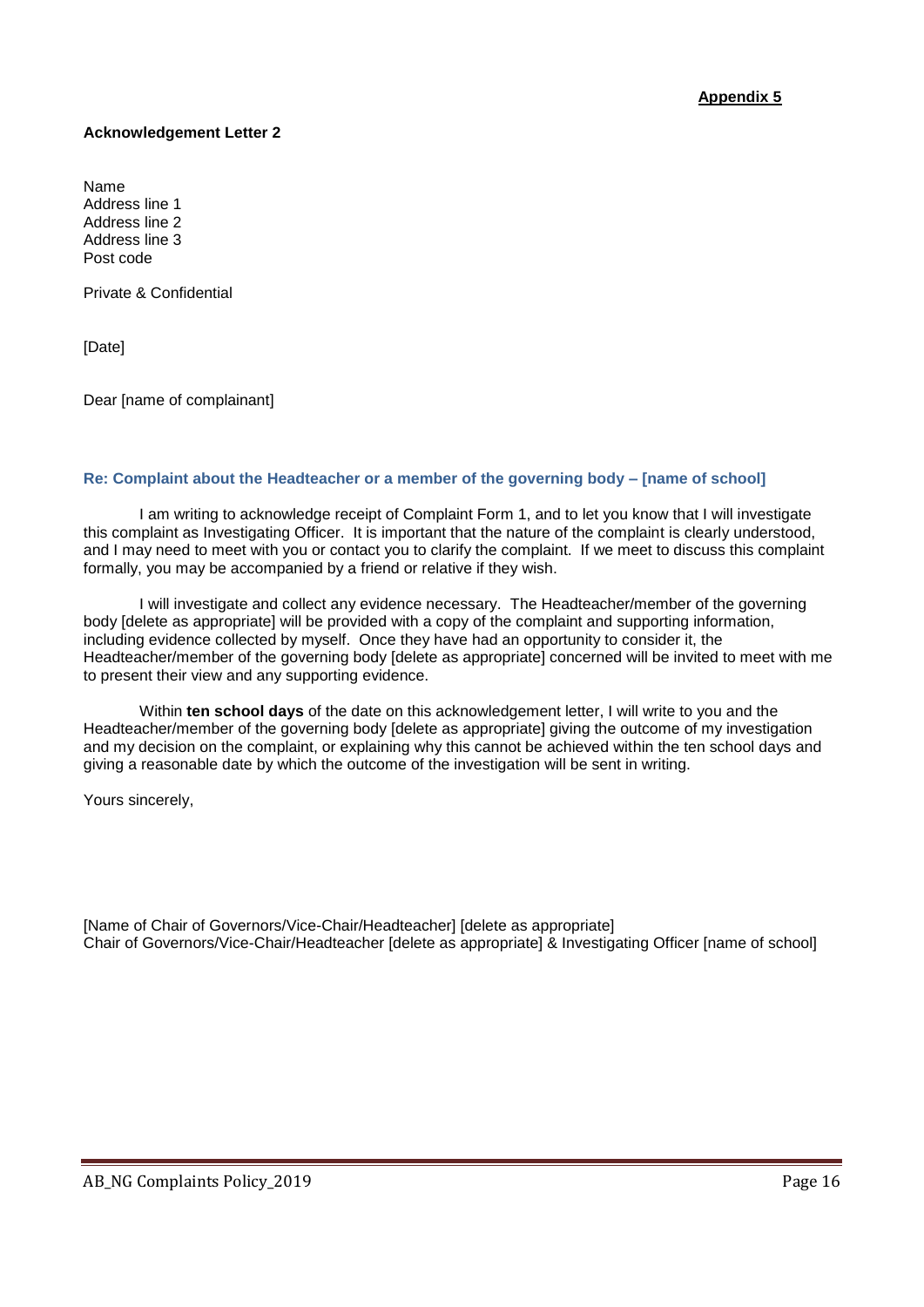**Appendix 5**

**Acknowledgement Letter 2**

Name
Address line 1
Address line 2
Address line 3
Post code

Private & Confidential

[Date]

Dear [name of complainant]

**Re: Complaint about the Headteacher or a member of the governing body – [name of school]**

I am writing to acknowledge receipt of Complaint Form 1, and to let you know that I will investigate this complaint as Investigating Officer. It is important that the nature of the complaint is clearly understood, and I may need to meet with you or contact you to clarify the complaint. If we meet to discuss this complaint formally, you may be accompanied by a friend or relative if they wish.

I will investigate and collect any evidence necessary. The Headteacher/member of the governing body [delete as appropriate] will be provided with a copy of the complaint and supporting information, including evidence collected by myself. Once they have had an opportunity to consider it, the Headteacher/member of the governing body [delete as appropriate] concerned will be invited to meet with me to present their view and any supporting evidence.

Within **ten school days** of the date on this acknowledgement letter, I will write to you and the Headteacher/member of the governing body [delete as appropriate] giving the outcome of my investigation and my decision on the complaint, or explaining why this cannot be achieved within the ten school days and giving a reasonable date by which the outcome of the investigation will be sent in writing.

Yours sincerely,

[Name of Chair of Governors/Vice-Chair/Headteacher] [delete as appropriate]
Chair of Governors/Vice-Chair/Headteacher [delete as appropriate] & Investigating Officer [name of school]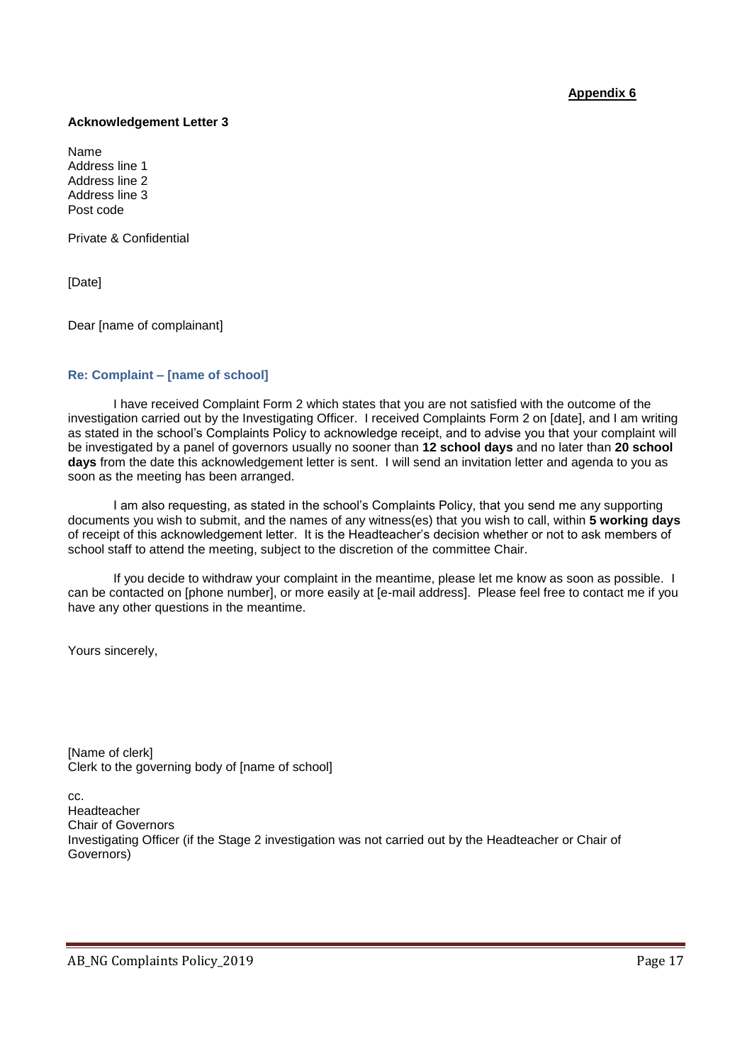**Appendix 6**

**Acknowledgement Letter 3**

Name
Address line 1
Address line 2
Address line 3
Post code

Private & Confidential

[Date]

Dear [name of complainant]

**Re: Complaint – [name of school]**

I have received Complaint Form 2 which states that you are not satisfied with the outcome of the investigation carried out by the Investigating Officer. I received Complaints Form 2 on [date], and I am writing as stated in the school's Complaints Policy to acknowledge receipt, and to advise you that your complaint will be investigated by a panel of governors usually no sooner than **12 school days** and no later than **20 school days** from the date this acknowledgement letter is sent. I will send an invitation letter and agenda to you as soon as the meeting has been arranged.

I am also requesting, as stated in the school's Complaints Policy, that you send me any supporting documents you wish to submit, and the names of any witness(es) that you wish to call, within **5 working days** of receipt of this acknowledgement letter. It is the Headteacher's decision whether or not to ask members of school staff to attend the meeting, subject to the discretion of the committee Chair.

If you decide to withdraw your complaint in the meantime, please let me know as soon as possible. I can be contacted on [phone number], or more easily at [e-mail address]. Please feel free to contact me if you have any other questions in the meantime.

Yours sincerely,

[Name of clerk]
Clerk to the governing body of [name of school]

cc.
Headteacher
Chair of Governors
Investigating Officer (if the Stage 2 investigation was not carried out by the Headteacher or Chair of Governors)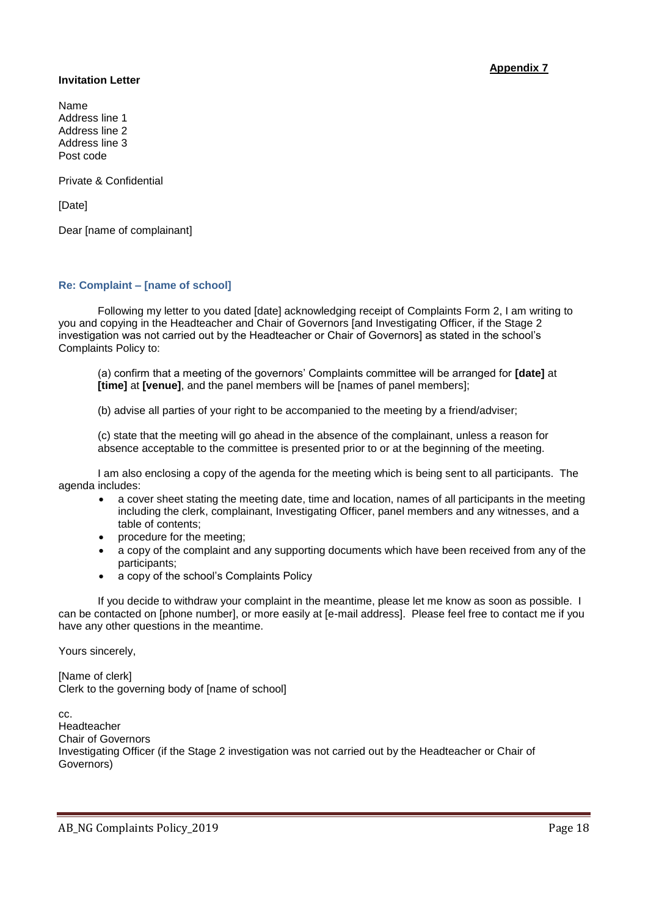**Appendix 7**

**Invitation Letter**

Name
Address line 1
Address line 2
Address line 3
Post code

Private & Confidential

[Date]

Dear [name of complainant]

### Re: Complaint – [name of school]

Following my letter to you dated [date] acknowledging receipt of Complaints Form 2, I am writing to you and copying in the Headteacher and Chair of Governors [and Investigating Officer, if the Stage 2 investigation was not carried out by the Headteacher or Chair of Governors] as stated in the school's Complaints Policy to:

(a) confirm that a meeting of the governors' Complaints committee will be arranged for **[date]** at **[time]** at **[venue]**, and the panel members will be [names of panel members];

(b) advise all parties of your right to be accompanied to the meeting by a friend/adviser;

(c) state that the meeting will go ahead in the absence of the complainant, unless a reason for absence acceptable to the committee is presented prior to or at the beginning of the meeting.

I am also enclosing a copy of the agenda for the meeting which is being sent to all participants. The agenda includes:

- a cover sheet stating the meeting date, time and location, names of all participants in the meeting including the clerk, complainant, Investigating Officer, panel members and any witnesses, and a table of contents;
- procedure for the meeting;
- a copy of the complaint and any supporting documents which have been received from any of the participants;
- a copy of the school's Complaints Policy

If you decide to withdraw your complaint in the meantime, please let me know as soon as possible. I can be contacted on [phone number], or more easily at [e-mail address]. Please feel free to contact me if you have any other questions in the meantime.

Yours sincerely,

[Name of clerk]
Clerk to the governing body of [name of school]

cc.
Headteacher
Chair of Governors
Investigating Officer (if the Stage 2 investigation was not carried out by the Headteacher or Chair of Governors)